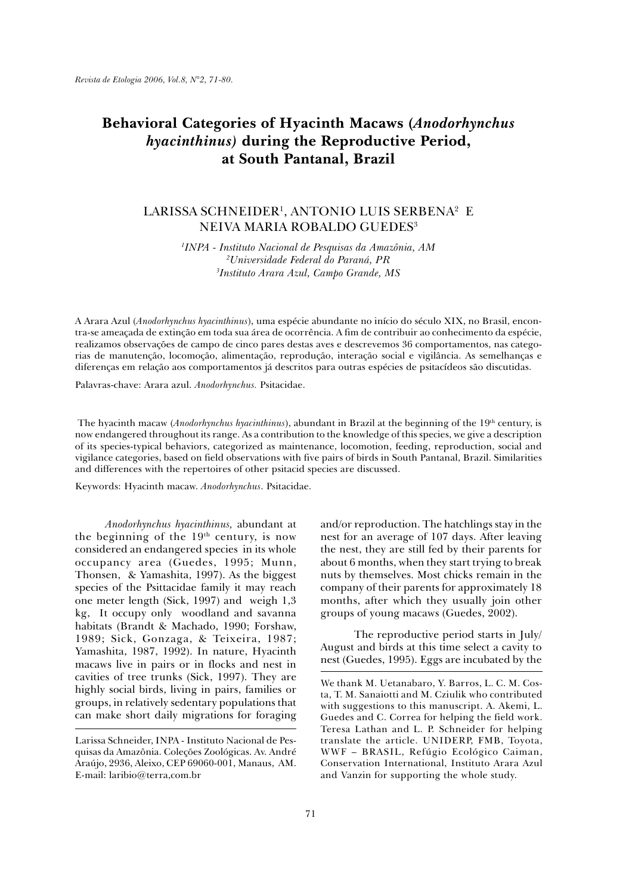# Behavioral Categories of Hyacinth Macaws (*Anodorhynchus hyacinthinus*) during the Reproductive Period, at South Pantanal, Brazil

LARISSA SCHNEIDER[1], ANTONIO LUIS SERBENA[2] E NEIVA MARIA ROBALDO GUEDES[3]

[1]*INPA - Instituto Nacional de Pesquisas da Amazônia, AM*
[2]*Universidade Federal do Paraná, PR*
[3]*Instituto Arara Azul, Campo Grande, MS*

A Arara Azul (*Anodorhynchus hyacinthinus*), uma espécie abundante no início do século XIX, no Brasil, encontra-se ameaçada de extinção em toda sua área de ocorrência. A fim de contribuir ao conhecimento da espécie, realizamos observações de campo de cinco pares destas aves e descrevemos 36 comportamentos, nas categorias de manutenção, locomoção, alimentação, reprodução, interação social e vigilância. As semelhanças e diferenças em relação aos comportamentos já descritos para outras espécies de psitacídeos são discutidas.

Palavras-chave: Arara azul. *Anodorhynchus.* Psitacidae.

The hyacinth macaw (*Anodorhynchus hyacinthinus*), abundant in Brazil at the beginning of the 19th century, is now endangered throughout its range. As a contribution to the knowledge of this species, we give a description of its species-typical behaviors, categorized as maintenance, locomotion, feeding, reproduction, social and vigilance categories, based on field observations with five pairs of birds in South Pantanal, Brazil. Similarities and differences with the repertoires of other psitacid species are discussed.

Keywords: Hyacinth macaw. *Anodorhynchus*. Psitacidae.

*Anodorhynchus hyacinthinus,* abundant at the beginning of the 19th century, is now considered an endangered species in its whole occupancy area (Guedes, 1995; Munn, Thonsen, & Yamashita, 1997). As the biggest species of the Psittacidae family it may reach one meter length (Sick, 1997) and weigh 1,3 kg, It occupy only woodland and savanna habitats (Brandt & Machado, 1990; Forshaw, 1989; Sick, Gonzaga, & Teixeira, 1987; Yamashita, 1987, 1992). In nature, Hyacinth macaws live in pairs or in flocks and nest in cavities of tree trunks (Sick, 1997). They are highly social birds, living in pairs, families or groups, in relatively sedentary populations that can make short daily migrations for foraging and/or reproduction. The hatchlings stay in the nest for an average of 107 days. After leaving the nest, they are still fed by their parents for about 6 months, when they start trying to break nuts by themselves. Most chicks remain in the company of their parents for approximately 18 months, after which they usually join other groups of young macaws (Guedes, 2002).

The reproductive period starts in July/August and birds at this time select a cavity to nest (Guedes, 1995). Eggs are incubated by the

---

Larissa Schneider, INPA - Instituto Nacional de Pesquisas da Amazônia. Coleções Zoológicas. Av. André Araújo, 2936, Aleixo, CEP 69060-001, Manaus, AM. E-mail: laribio@terra,com.br

We thank M. Uetanabaro, Y. Barros, L. C. M. Costa, T. M. Sanaiotti and M. Cziulik who contributed with suggestions to this manuscript. A. Akemi, L. Guedes and C. Correa for helping the field work. Teresa Lathan and L. P. Schneider for helping translate the article. UNIDERP, FMB, Toyota, WWF – BRASIL, Refúgio Ecológico Caiman, Conservation International, Instituto Arara Azul and Vanzin for supporting the whole study.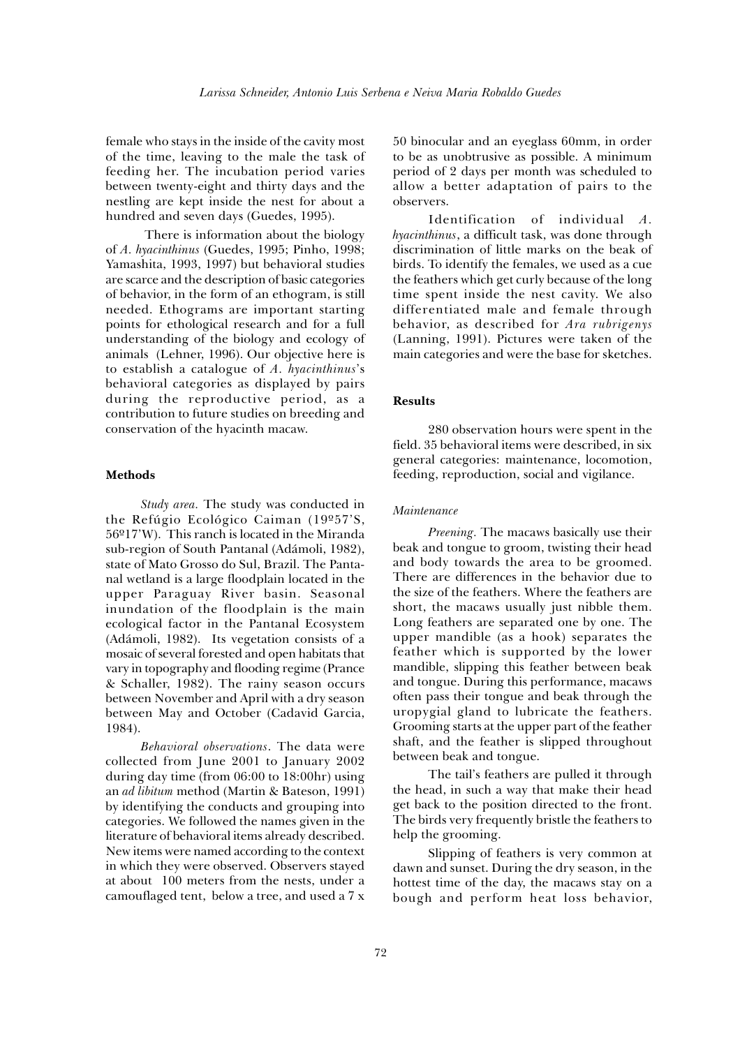female who stays in the inside of the cavity most of the time, leaving to the male the task of feeding her. The incubation period varies between twenty-eight and thirty days and the nestling are kept inside the nest for about a hundred and seven days (Guedes, 1995).

There is information about the biology of *A. hyacinthinus* (Guedes, 1995; Pinho, 1998; Yamashita, 1993, 1997) but behavioral studies are scarce and the description of basic categories of behavior, in the form of an ethogram, is still needed. Ethograms are important starting points for ethological research and for a full understanding of the biology and ecology of animals (Lehner, 1996). Our objective here is to establish a catalogue of *A. hyacinthinus*'s behavioral categories as displayed by pairs during the reproductive period, as a contribution to future studies on breeding and conservation of the hyacinth macaw.

## Methods

*Study area.* The study was conducted in the Refúgio Ecológico Caiman (19º57'S, 56º17'W). This ranch is located in the Miranda sub-region of South Pantanal (Adámoli, 1982), state of Mato Grosso do Sul, Brazil. The Pantanal wetland is a large floodplain located in the upper Paraguay River basin. Seasonal inundation of the floodplain is the main ecological factor in the Pantanal Ecosystem (Adámoli, 1982). Its vegetation consists of a mosaic of several forested and open habitats that vary in topography and flooding regime (Prance & Schaller, 1982). The rainy season occurs between November and April with a dry season between May and October (Cadavid Garcia, 1984).

*Behavioral observations*. The data were collected from June 2001 to January 2002 during day time (from 06:00 to 18:00hr) using an *ad libitum* method (Martin & Bateson, 1991) by identifying the conducts and grouping into categories. We followed the names given in the literature of behavioral items already described. New items were named according to the context in which they were observed. Observers stayed at about 100 meters from the nests, under a camouflaged tent, below a tree, and used a 7 x 50 binocular and an eyeglass 60mm, in order to be as unobtrusive as possible. A minimum period of 2 days per month was scheduled to allow a better adaptation of pairs to the observers.

Identification of individual *A. hyacinthinus*, a difficult task, was done through discrimination of little marks on the beak of birds. To identify the females, we used as a cue the feathers which get curly because of the long time spent inside the nest cavity. We also differentiated male and female through behavior, as described for *Ara rubrigenys* (Lanning, 1991). Pictures were taken of the main categories and were the base for sketches.

## Results

280 observation hours were spent in the field. 35 behavioral items were described, in six general categories: maintenance, locomotion, feeding, reproduction, social and vigilance.

### *Maintenance*

*Preening.* The macaws basically use their beak and tongue to groom, twisting their head and body towards the area to be groomed. There are differences in the behavior due to the size of the feathers. Where the feathers are short, the macaws usually just nibble them. Long feathers are separated one by one. The upper mandible (as a hook) separates the feather which is supported by the lower mandible, slipping this feather between beak and tongue. During this performance, macaws often pass their tongue and beak through the uropygial gland to lubricate the feathers. Grooming starts at the upper part of the feather shaft, and the feather is slipped throughout between beak and tongue.

The tail's feathers are pulled it through the head, in such a way that make their head get back to the position directed to the front. The birds very frequently bristle the feathers to help the grooming.

Slipping of feathers is very common at dawn and sunset. During the dry season, in the hottest time of the day, the macaws stay on a bough and perform heat loss behavior,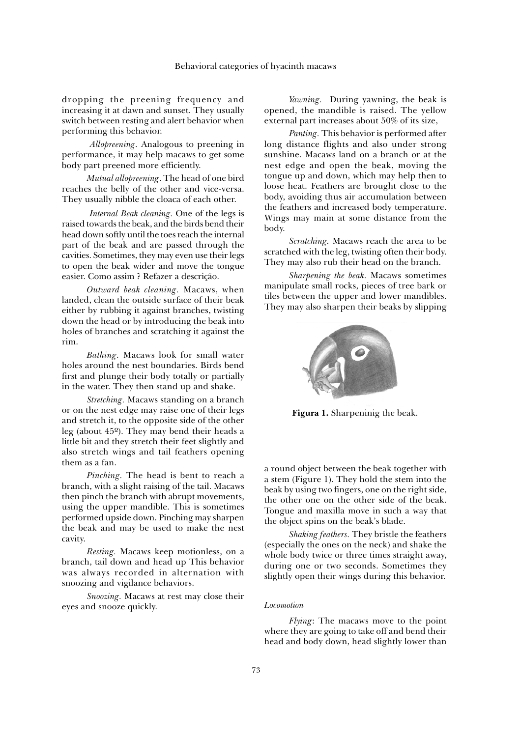dropping the preening frequency and increasing it at dawn and sunset. They usually switch between resting and alert behavior when performing this behavior.

*Allopreening.* Analogous to preening in performance, it may help macaws to get some body part preened more efficiently.

*Mutual allopreening*. The head of one bird reaches the belly of the other and vice-versa. They usually nibble the cloaca of each other.

*Internal Beak cleaning.* One of the legs is raised towards the beak, and the birds bend their head down softly until the toes reach the internal part of the beak and are passed through the cavities. Sometimes, they may even use their legs to open the beak wider and move the tongue easier. Como assim ? Refazer a descrição.

*Outward beak cleaning*. Macaws, when landed, clean the outside surface of their beak either by rubbing it against branches, twisting down the head or by introducing the beak into holes of branches and scratching it against the rim.

*Bathing.* Macaws look for small water holes around the nest boundaries. Birds bend first and plunge their body totally or partially in the water. They then stand up and shake.

*Stretching.* Macaws standing on a branch or on the nest edge may raise one of their legs and stretch it, to the opposite side of the other leg (about 45º). They may bend their heads a little bit and they stretch their feet slightly and also stretch wings and tail feathers opening them as a fan.

*Pinching.* The head is bent to reach a branch, with a slight raising of the tail. Macaws then pinch the branch with abrupt movements, using the upper mandible. This is sometimes performed upside down. Pinching may sharpen the beak and may be used to make the nest cavity.

*Resting.* Macaws keep motionless, on a branch, tail down and head up This behavior was always recorded in alternation with snoozing and vigilance behaviors.

*Snoozing.* Macaws at rest may close their eyes and snooze quickly.

*Yawning.* During yawning, the beak is opened, the mandible is raised. The yellow external part increases about 50% of its size,

*Panting.* This behavior is performed after long distance flights and also under strong sunshine. Macaws land on a branch or at the nest edge and open the beak, moving the tongue up and down, which may help then to loose heat. Feathers are brought close to the body, avoiding thus air accumulation between the feathers and increased body temperature. Wings may main at some distance from the body.

*Scratching.* Macaws reach the area to be scratched with the leg, twisting often their body. They may also rub their head on the branch.

*Sharpening the beak.* Macaws sometimes manipulate small rocks, pieces of tree bark or tiles between the upper and lower mandibles. They may also sharpen their beaks by slipping a round object between the beak together with a stem (Figure 1). They hold the stem into the beak by using two fingers, one on the right side, the other one on the other side of the beak. Tongue and maxilla move in such a way that the object spins on the beak's blade.

**Figura 1.** Sharpeninig the beak.

*Shaking feathers.* They bristle the feathers (especially the ones on the neck) and shake the whole body twice or three times straight away, during one or two seconds. Sometimes they slightly open their wings during this behavior.

*Locomotion*

*Flying*: The macaws move to the point where they are going to take off and bend their head and body down, head slightly lower than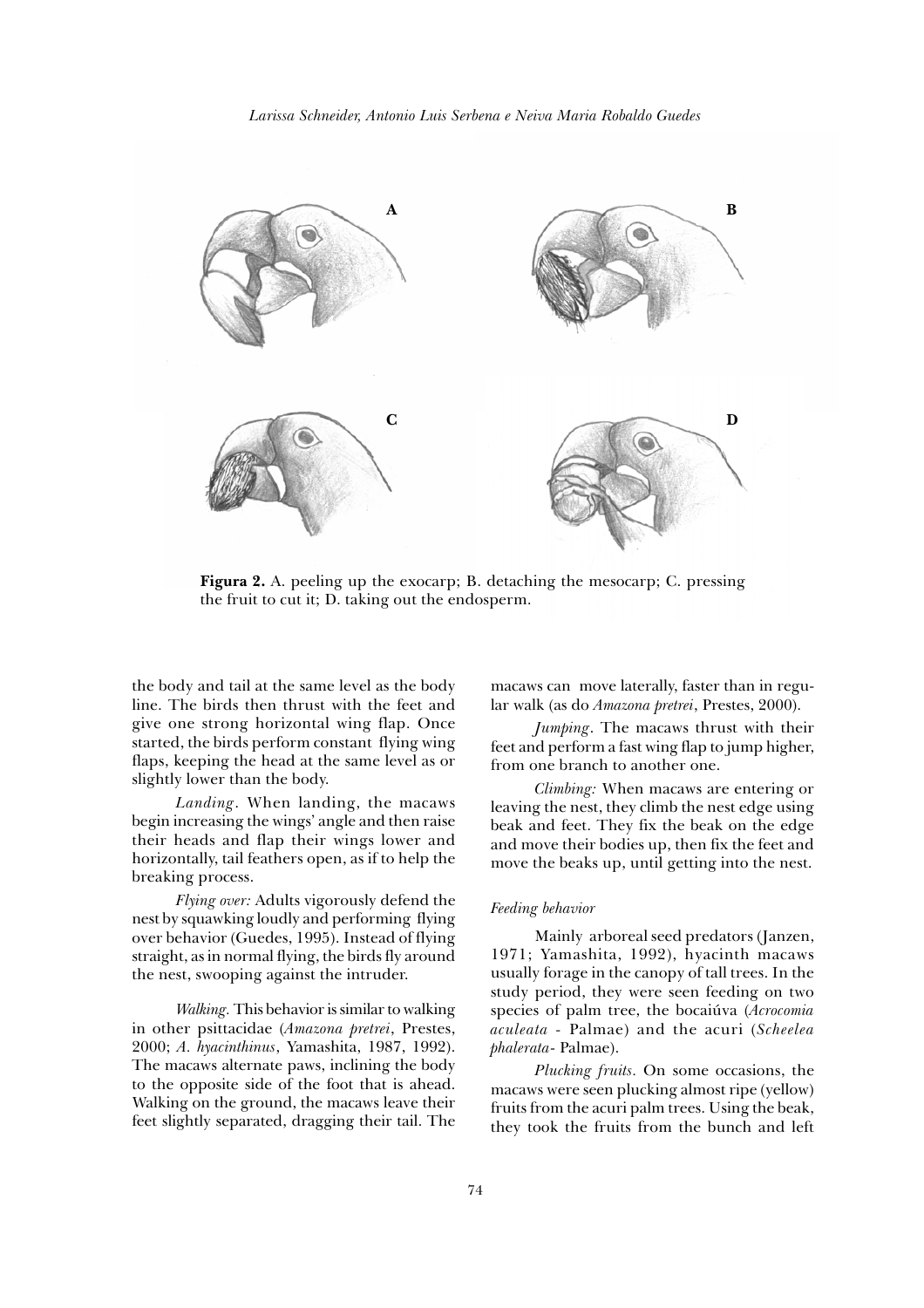**Figura 2.** A. peeling up the exocarp; B. detaching the mesocarp; C. pressing the fruit to cut it; D. taking out the endosperm.

the body and tail at the same level as the body line. The birds then thrust with the feet and give one strong horizontal wing flap. Once started, the birds perform constant flying wing flaps, keeping the head at the same level as or slightly lower than the body.

*Landing*. When landing, the macaws begin increasing the wings' angle and then raise their heads and flap their wings lower and horizontally, tail feathers open, as if to help the breaking process.

*Flying over:* Adults vigorously defend the nest by squawking loudly and performing flying over behavior (Guedes, 1995). Instead of flying straight, as in normal flying, the birds fly around the nest, swooping against the intruder.

*Walking*. This behavior is similar to walking in other psittacidae (*Amazona pretrei*, Prestes, 2000; *A. hyacinthinus*, Yamashita, 1987, 1992). The macaws alternate paws, inclining the body to the opposite side of the foot that is ahead. Walking on the ground, the macaws leave their feet slightly separated, dragging their tail. The macaws can move laterally, faster than in regular walk (as do *Amazona pretrei*, Prestes, 2000).

*Jumping*. The macaws thrust with their feet and perform a fast wing flap to jump higher, from one branch to another one.

*Climbing:* When macaws are entering or leaving the nest, they climb the nest edge using beak and feet. They fix the beak on the edge and move their bodies up, then fix the feet and move the beaks up, until getting into the nest.

### *Feeding behavior*

Mainly arboreal seed predators (Janzen, 1971; Yamashita, 1992), hyacinth macaws usually forage in the canopy of tall trees. In the study period, they were seen feeding on two species of palm tree, the bocaiúva (*Acrocomia aculeata* - Palmae) and the acuri (*Scheelea phalerata*- Palmae).

*Plucking fruits*. On some occasions, the macaws were seen plucking almost ripe (yellow) fruits from the acuri palm trees. Using the beak, they took the fruits from the bunch and left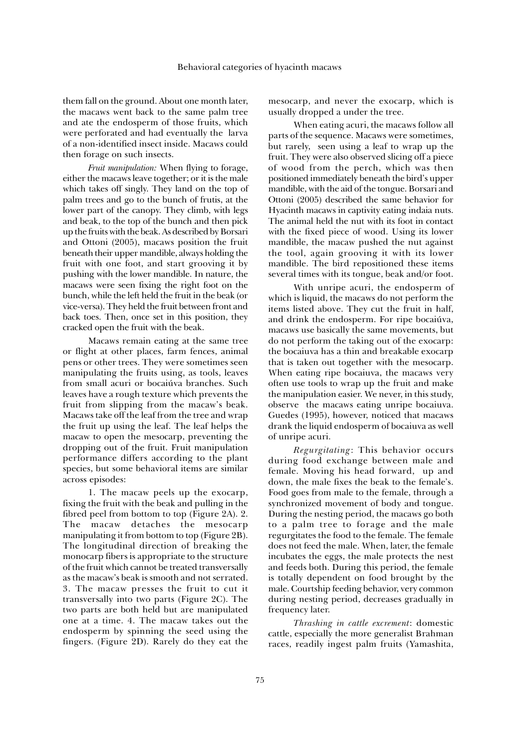them fall on the ground. About one month later, the macaws went back to the same palm tree and ate the endosperm of those fruits, which were perforated and had eventually the larva of a non-identified insect inside. Macaws could then forage on such insects.

*Fruit manipulation:* When flying to forage, either the macaws leave together; or it is the male which takes off singly. They land on the top of palm trees and go to the bunch of frutis, at the lower part of the canopy. They climb, with legs and beak, to the top of the bunch and then pick up the fruits with the beak. As described by Borsari and Ottoni (2005), macaws position the fruit beneath their upper mandible, always holding the fruit with one foot, and start grooving it by pushing with the lower mandible. In nature, the macaws were seen fixing the right foot on the bunch, while the left held the fruit in the beak (or vice-versa). They held the fruit between front and back toes. Then, once set in this position, they cracked open the fruit with the beak.

Macaws remain eating at the same tree or flight at other places, farm fences, animal pens or other trees. They were sometimes seen manipulating the fruits using, as tools, leaves from small acuri or bocaiúva branches. Such leaves have a rough texture which prevents the fruit from slipping from the macaw's beak. Macaws take off the leaf from the tree and wrap the fruit up using the leaf. The leaf helps the macaw to open the mesocarp, preventing the dropping out of the fruit. Fruit manipulation performance differs according to the plant species, but some behavioral items are similar across episodes:

1. The macaw peels up the exocarp, fixing the fruit with the beak and pulling in the fibred peel from bottom to top (Figure 2A). 2. The macaw detaches the mesocarp manipulating it from bottom to top (Figure 2B). The longitudinal direction of breaking the monocarp fibers is appropriate to the structure of the fruit which cannot be treated transversally as the macaw's beak is smooth and not serrated. 3. The macaw presses the fruit to cut it transversally into two parts (Figure 2C). The two parts are both held but are manipulated one at a time. 4. The macaw takes out the endosperm by spinning the seed using the fingers. (Figure 2D). Rarely do they eat the mesocarp, and never the exocarp, which is usually dropped a under the tree.

When eating acuri, the macaws follow all parts of the sequence. Macaws were sometimes, but rarely, seen using a leaf to wrap up the fruit. They were also observed slicing off a piece of wood from the perch, which was then positioned immediately beneath the bird's upper mandible, with the aid of the tongue. Borsari and Ottoni (2005) described the same behavior for Hyacinth macaws in captivity eating indaia nuts. The animal held the nut with its foot in contact with the fixed piece of wood. Using its lower mandible, the macaw pushed the nut against the tool, again grooving it with its lower mandible. The bird repositioned these items several times with its tongue, beak and/or foot.

With unripe acuri, the endosperm of which is liquid, the macaws do not perform the items listed above. They cut the fruit in half, and drink the endosperm. For ripe bocaiúva, macaws use basically the same movements, but do not perform the taking out of the exocarp: the bocaiuva has a thin and breakable exocarp that is taken out together with the mesocarp. When eating ripe bocaiuva, the macaws very often use tools to wrap up the fruit and make the manipulation easier. We never, in this study, observe the macaws eating unripe bocaiuva. Guedes (1995), however, noticed that macaws drank the liquid endosperm of bocaiuva as well of unripe acuri.

*Regurgitating*: This behavior occurs during food exchange between male and female. Moving his head forward, up and down, the male fixes the beak to the female's. Food goes from male to the female, through a synchronized movement of body and tongue. During the nesting period, the macaws go both to a palm tree to forage and the male regurgitates the food to the female. The female does not feed the male. When, later, the female incubates the eggs, the male protects the nest and feeds both. During this period, the female is totally dependent on food brought by the male. Courtship feeding behavior, very common during nesting period, decreases gradually in frequency later.

*Thrashing in cattle excrement*: domestic cattle, especially the more generalist Brahman races, readily ingest palm fruits (Yamashita,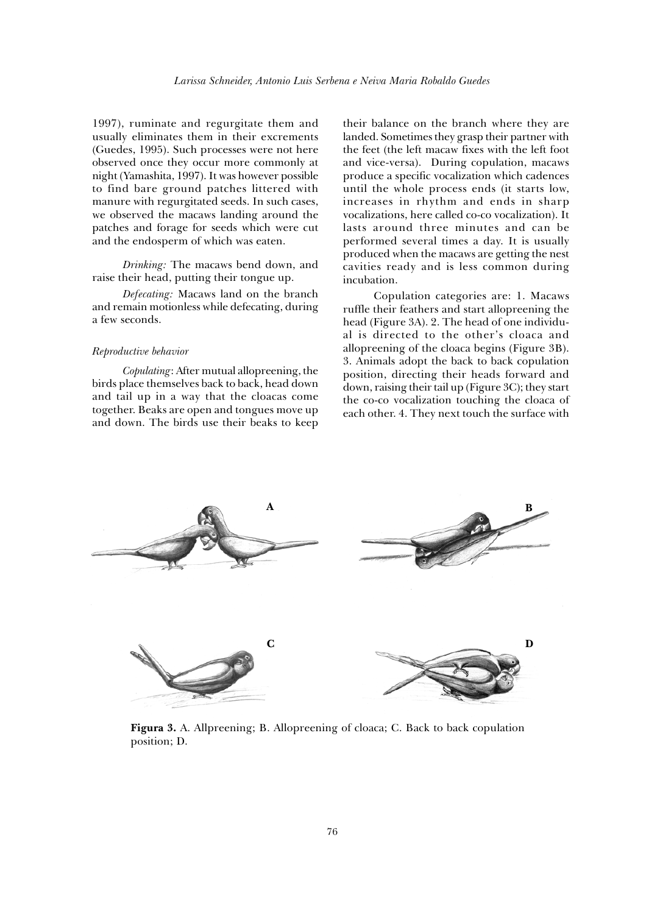1997), ruminate and regurgitate them and usually eliminates them in their excrements (Guedes, 1995). Such processes were not here observed once they occur more commonly at night (Yamashita, 1997). It was however possible to find bare ground patches littered with manure with regurgitated seeds. In such cases, we observed the macaws landing around the patches and forage for seeds which were cut and the endosperm of which was eaten.

*Drinking:* The macaws bend down, and raise their head, putting their tongue up.

*Defecating:* Macaws land on the branch and remain motionless while defecating, during a few seconds.

*Reproductive behavior*

*Copulating*: After mutual allopreening, the birds place themselves back to back, head down and tail up in a way that the cloacas come together. Beaks are open and tongues move up and down. The birds use their beaks to keep their balance on the branch where they are landed. Sometimes they grasp their partner with the feet (the left macaw fixes with the left foot and vice-versa). During copulation, macaws produce a specific vocalization which cadences until the whole process ends (it starts low, increases in rhythm and ends in sharp vocalizations, here called co-co vocalization). It lasts around three minutes and can be performed several times a day. It is usually produced when the macaws are getting the nest cavities ready and is less common during incubation.

Copulation categories are: 1. Macaws ruffle their feathers and start allopreening the head (Figure 3A). 2. The head of one individual is directed to the other's cloaca and allopreening of the cloaca begins (Figure 3B). 3. Animals adopt the back to back copulation position, directing their heads forward and down, raising their tail up (Figure 3C); they start the co-co vocalization touching the cloaca of each other. 4. They next touch the surface with

**Figura 3.** A. Allpreening; B. Allopreening of cloaca; C. Back to back copulation position; D.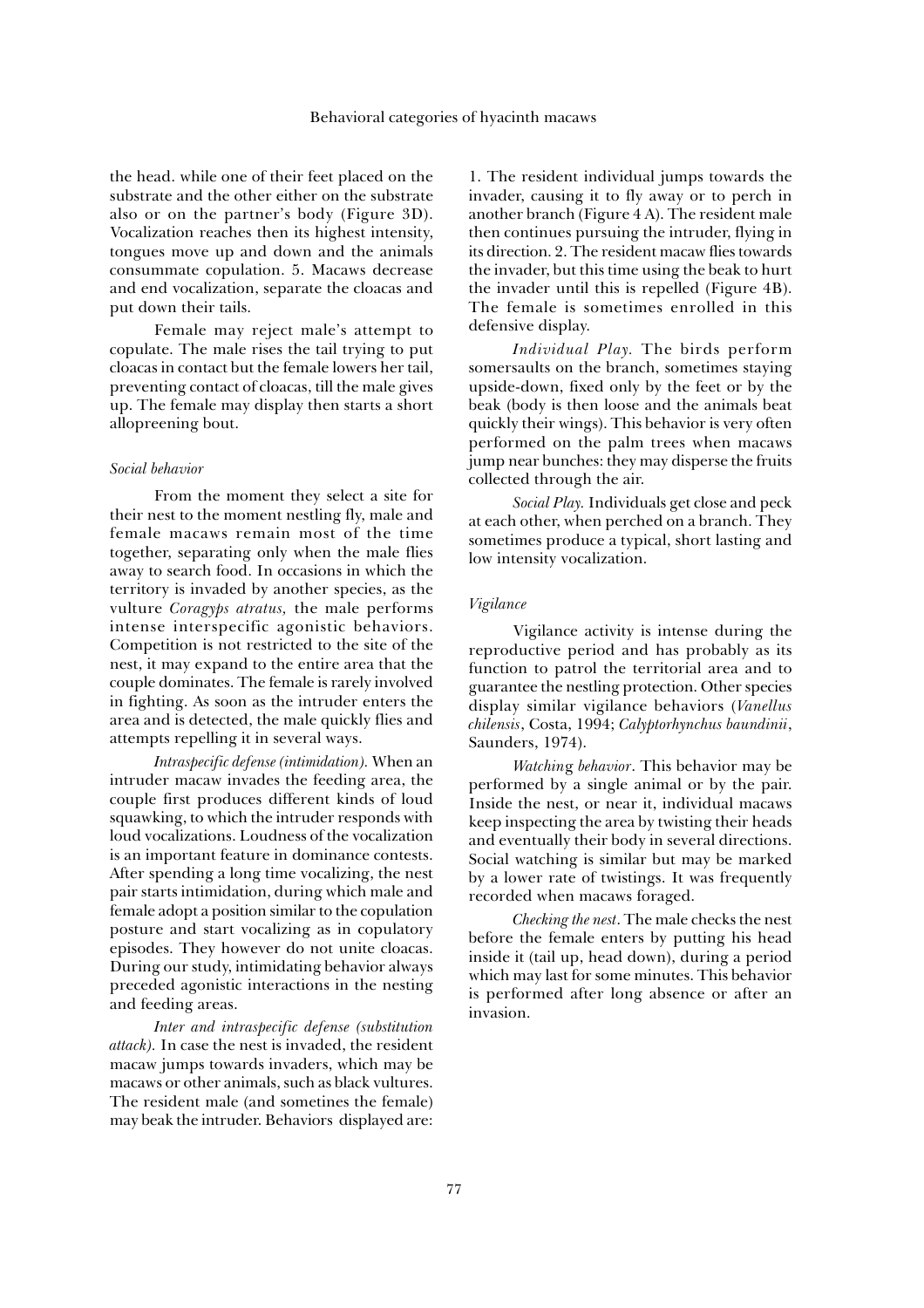the head. while one of their feet placed on the substrate and the other either on the substrate also or on the partner's body (Figure 3D). Vocalization reaches then its highest intensity, tongues move up and down and the animals consummate copulation. 5. Macaws decrease and end vocalization, separate the cloacas and put down their tails.

Female may reject male's attempt to copulate. The male rises the tail trying to put cloacas in contact but the female lowers her tail, preventing contact of cloacas, till the male gives up. The female may display then starts a short allopreening bout.

*Social behavior*

From the moment they select a site for their nest to the moment nestling fly, male and female macaws remain most of the time together, separating only when the male flies away to search food. In occasions in which the territory is invaded by another species, as the vulture *Coragyps atratus,* the male performs intense interspecific agonistic behaviors. Competition is not restricted to the site of the nest, it may expand to the entire area that the couple dominates. The female is rarely involved in fighting. As soon as the intruder enters the area and is detected, the male quickly flies and attempts repelling it in several ways.

*Intraspecific defense (intimidation).* When an intruder macaw invades the feeding area, the couple first produces different kinds of loud squawking, to which the intruder responds with loud vocalizations. Loudness of the vocalization is an important feature in dominance contests. After spending a long time vocalizing, the nest pair starts intimidation, during which male and female adopt a position similar to the copulation posture and start vocalizing as in copulatory episodes. They however do not unite cloacas. During our study, intimidating behavior always preceded agonistic interactions in the nesting and feeding areas.

*Inter and intraspecific defense (substitution attack).* In case the nest is invaded, the resident macaw jumps towards invaders, which may be macaws or other animals, such as black vultures. The resident male (and sometimes the female) may beak the intruder. Behaviors displayed are: 1. The resident individual jumps towards the invader, causing it to fly away or to perch in another branch (Figure 4 A). The resident male then continues pursuing the intruder, flying in its direction. 2. The resident macaw flies towards the invader, but this time using the beak to hurt the invader until this is repelled (Figure 4B). The female is sometimes enrolled in this defensive display.

*Individual Play.* The birds perform somersaults on the branch, sometimes staying upside-down, fixed only by the feet or by the beak (body is then loose and the animals beat quickly their wings). This behavior is very often performed on the palm trees when macaws jump near bunches: they may disperse the fruits collected through the air.

*Social Play.* Individuals get close and peck at each other, when perched on a branch. They sometimes produce a typical, short lasting and low intensity vocalization.

*Vigilance*

Vigilance activity is intense during the reproductive period and has probably as its function to patrol the territorial area and to guarantee the nestling protection. Other species display similar vigilance behaviors (*Vanellus chilensis*, Costa, 1994; *Calyptorhynchus baundinii*, Saunders, 1974).

*Watching behavior*. This behavior may be performed by a single animal or by the pair. Inside the nest, or near it, individual macaws keep inspecting the area by twisting their heads and eventually their body in several directions. Social watching is similar but may be marked by a lower rate of twistings. It was frequently recorded when macaws foraged.

*Checking the nest*. The male checks the nest before the female enters by putting his head inside it (tail up, head down), during a period which may last for some minutes. This behavior is performed after long absence or after an invasion.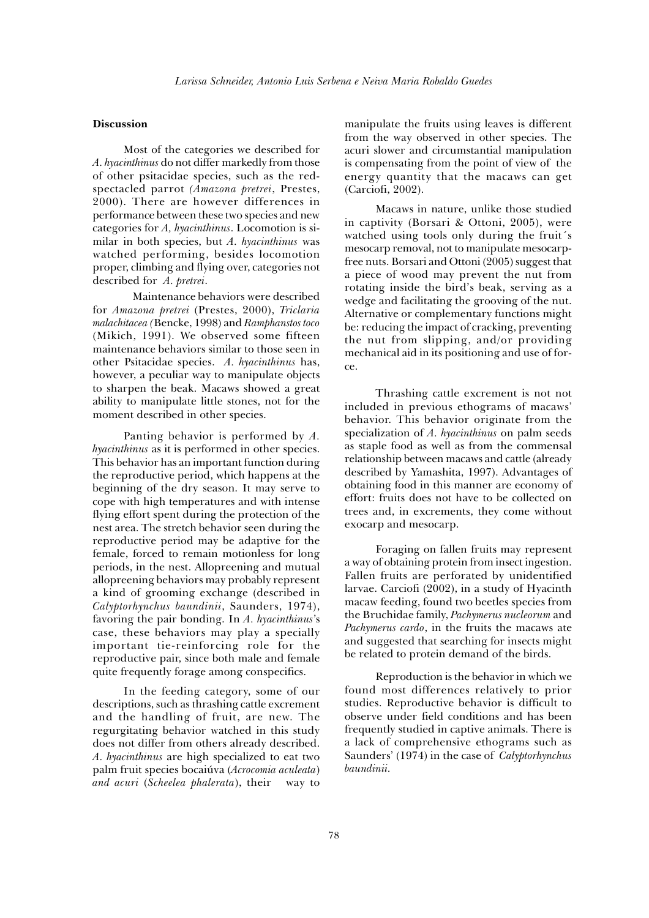## Discussion

Most of the categories we described for *A. hyacinthinus* do not differ markedly from those of other psitacidae species, such as the red-spectacled parrot *(Amazona pretrei*, Prestes, 2000). There are however differences in performance between these two species and new categories for *A, hyacinthinus*. Locomotion is similar in both species, but *A. hyacinthinus* was watched performing, besides locomotion proper, climbing and flying over, categories not described for *A. pretrei*.

Maintenance behaviors were described for *Amazona pretrei* (Prestes, 2000), *Triclaria malachitacea (*Bencke, 1998) and *Ramphanstos toco* (Mikich, 1991). We observed some fifteen maintenance behaviors similar to those seen in other Psitacidae species. *A. hyacinthinus* has, however, a peculiar way to manipulate objects to sharpen the beak. Macaws showed a great ability to manipulate little stones, not for the moment described in other species.

Panting behavior is performed by *A. hyacinthinus* as it is performed in other species. This behavior has an important function during the reproductive period, which happens at the beginning of the dry season. It may serve to cope with high temperatures and with intense flying effort spent during the protection of the nest area. The stretch behavior seen during the reproductive period may be adaptive for the female, forced to remain motionless for long periods, in the nest. Allopreening and mutual allopreening behaviors may probably represent a kind of grooming exchange (described in *Calyptorhynchus baundinii*, Saunders, 1974), favoring the pair bonding. In *A. hyacinthinus*'s case, these behaviors may play a specially important tie-reinforcing role for the reproductive pair, since both male and female quite frequently forage among conspecifics.

In the feeding category, some of our descriptions, such as thrashing cattle excrement and the handling of fruit, are new. The regurgitating behavior watched in this study does not differ from others already described. *A. hyacinthinus* are high specialized to eat two palm fruit species bocaiúva (*Acrocomia aculeata*) *and acuri* (*Scheelea phalerata*), their way to manipulate the fruits using leaves is different from the way observed in other species. The acuri slower and circumstantial manipulation is compensating from the point of view of the energy quantity that the macaws can get (Carciofi, 2002).

Macaws in nature, unlike those studied in captivity (Borsari & Ottoni, 2005), were watched using tools only during the fruit´s mesocarp removal, not to manipulate mesocarp-free nuts. Borsari and Ottoni (2005) suggest that a piece of wood may prevent the nut from rotating inside the bird's beak, serving as a wedge and facilitating the grooving of the nut. Alternative or complementary functions might be: reducing the impact of cracking, preventing the nut from slipping, and/or providing mechanical aid in its positioning and use of force.

Thrashing cattle excrement is not not included in previous ethograms of macaws' behavior. This behavior originate from the specialization of *A. hyacinthinus* on palm seeds as staple food as well as from the commensal relationship between macaws and cattle (already described by Yamashita, 1997). Advantages of obtaining food in this manner are economy of effort: fruits does not have to be collected on trees and, in excrements, they come without exocarp and mesocarp.

Foraging on fallen fruits may represent a way of obtaining protein from insect ingestion. Fallen fruits are perforated by unidentified larvae. Carciofi (2002), in a study of Hyacinth macaw feeding, found two beetles species from the Bruchidae family, *Pachymerus nucleorum* and *Pachymerus cardo*, in the fruits the macaws ate and suggested that searching for insects might be related to protein demand of the birds.

Reproduction is the behavior in which we found most differences relatively to prior studies. Reproductive behavior is difficult to observe under field conditions and has been frequently studied in captive animals. There is a lack of comprehensive ethograms such as Saunders' (1974) in the case of *Calyptorhynchus baundinii*.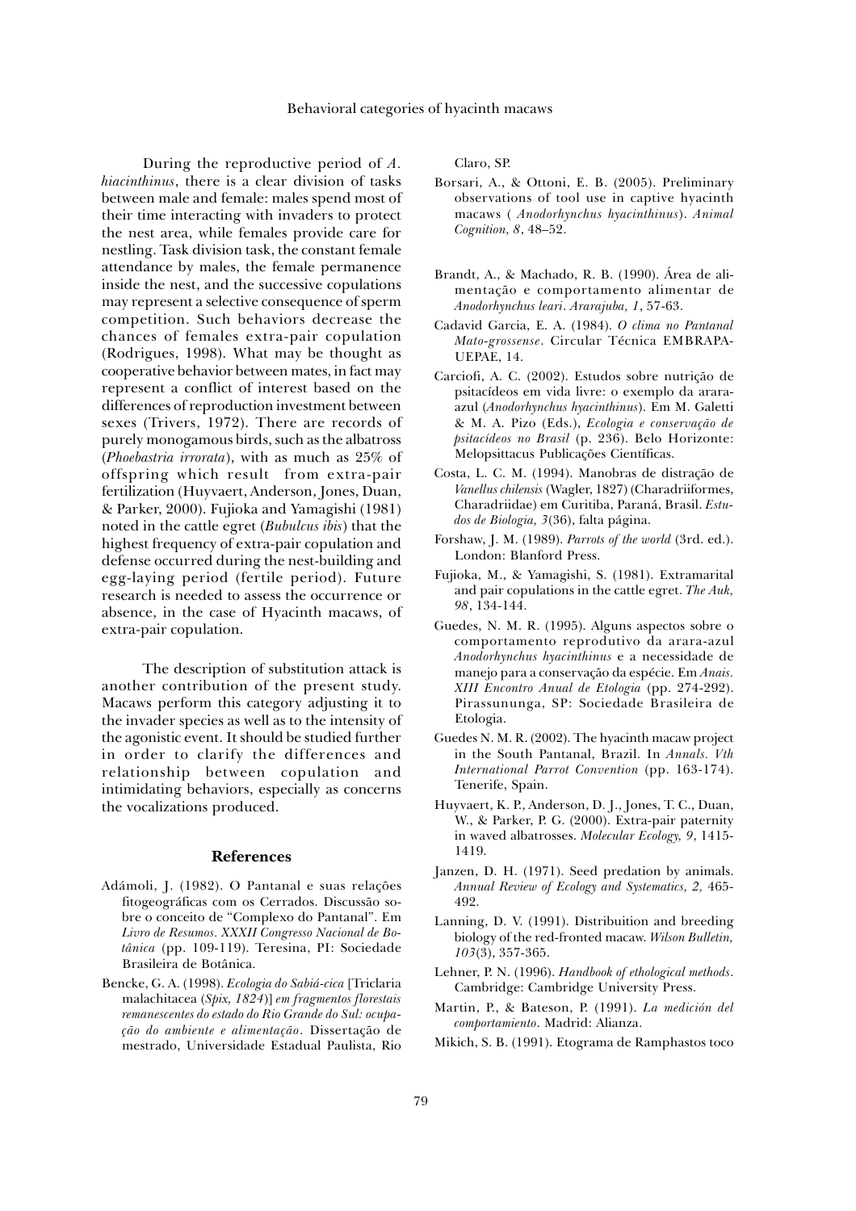During the reproductive period of *A. hiacinthinus*, there is a clear division of tasks between male and female: males spend most of their time interacting with invaders to protect the nest area, while females provide care for nestling. Task division task, the constant female attendance by males, the female permanence inside the nest, and the successive copulations may represent a selective consequence of sperm competition. Such behaviors decrease the chances of females extra-pair copulation (Rodrigues, 1998). What may be thought as cooperative behavior between mates, in fact may represent a conflict of interest based on the differences of reproduction investment between sexes (Trivers, 1972). There are records of purely monogamous birds, such as the albatross (*Phoebastria irrorata*), with as much as 25% of offspring which result from extra-pair fertilization (Huyvaert, Anderson, Jones, Duan, & Parker, 2000). Fujioka and Yamagishi (1981) noted in the cattle egret (*Bubulcus ibis*) that the highest frequency of extra-pair copulation and defense occurred during the nest-building and egg-laying period (fertile period). Future research is needed to assess the occurrence or absence, in the case of Hyacinth macaws, of extra-pair copulation.

The description of substitution attack is another contribution of the present study. Macaws perform this category adjusting it to the invader species as well as to the intensity of the agonistic event. It should be studied further in order to clarify the differences and relationship between copulation and intimidating behaviors, especially as concerns the vocalizations produced.

## References

Adámoli, J. (1982). O Pantanal e suas relações fitogeográficas com os Cerrados. Discussão sobre o conceito de "Complexo do Pantanal". Em *Livro de Resumos. XXXII Congresso Nacional de Botânica* (pp. 109-119). Teresina, PI: Sociedade Brasileira de Botânica.

Bencke, G. A. (1998). *Ecologia do Sabiá-cica* [Triclaria malachitacea (*Spix, 1824*)] *em fragmentos florestais remanescentes do estado do Rio Grande do Sul: ocupação do ambiente e alimentação*. Dissertação de mestrado, Universidade Estadual Paulista, Rio Claro, SP.

Borsari, A., & Ottoni, E. B. (2005). Preliminary observations of tool use in captive hyacinth macaws ( *Anodorhynchus hyacinthinus*). *Animal Cognition, 8*, 48–52.

Brandt, A., & Machado, R. B. (1990). Área de alimentação e comportamento alimentar de *Anodorhynchus leari*. *Ararajuba, 1*, 57-63.

Cadavid Garcia, E. A. (1984). *O clima no Pantanal Mato-grossense*. Circular Técnica EMBRAPA-UEPAE, 14.

Carciofi, A. C. (2002). Estudos sobre nutrição de psitacídeos em vida livre: o exemplo da arara-azul (*Anodorhynchus hyacinthinus*). Em M. Galetti & M. A. Pizo (Eds.), *Ecologia e conservação de psitacídeos no Brasil* (p. 236). Belo Horizonte: Melopsittacus Publicações Científicas.

Costa, L. C. M. (1994). Manobras de distração de *Vanellus chilensis* (Wagler, 1827) (Charadriiformes, Charadriidae) em Curitiba, Paraná, Brasil. *Estudos de Biologia, 3*(36), falta página.

Forshaw, J. M. (1989). *Parrots of the world* (3rd. ed.). London: Blanford Press.

Fujioka, M., & Yamagishi, S. (1981). Extramarital and pair copulations in the cattle egret. *The Auk, 98*, 134-144.

Guedes, N. M. R. (1995). Alguns aspectos sobre o comportamento reprodutivo da arara-azul *Anodorhynchus hyacinthinus* e a necessidade de manejo para a conservação da espécie. Em *Anais. XIII Encontro Anual de Etologia* (pp. 274-292). Pirassununga, SP: Sociedade Brasileira de Etologia.

Guedes N. M. R. (2002). The hyacinth macaw project in the South Pantanal, Brazil. In *Annals. Vth International Parrot Convention* (pp. 163-174). Tenerife, Spain.

Huyvaert, K. P., Anderson, D. J., Jones, T. C., Duan, W., & Parker, P. G. (2000). Extra-pair paternity in waved albatrosses. *Molecular Ecology, 9*, 1415-1419.

Janzen, D. H. (1971). Seed predation by animals. *Annual Review of Ecology and Systematics, 2,* 465-492.

Lanning, D. V. (1991). Distribuition and breeding biology of the red-fronted macaw. *Wilson Bulletin, 103*(3), 357-365.

Lehner, P. N. (1996). *Handbook of ethological methods*. Cambridge: Cambridge University Press.

Martin, P., & Bateson, P. (1991). *La medición del comportamiento*. Madrid: Alianza.

Mikich, S. B. (1991). Etograma de Ramphastos toco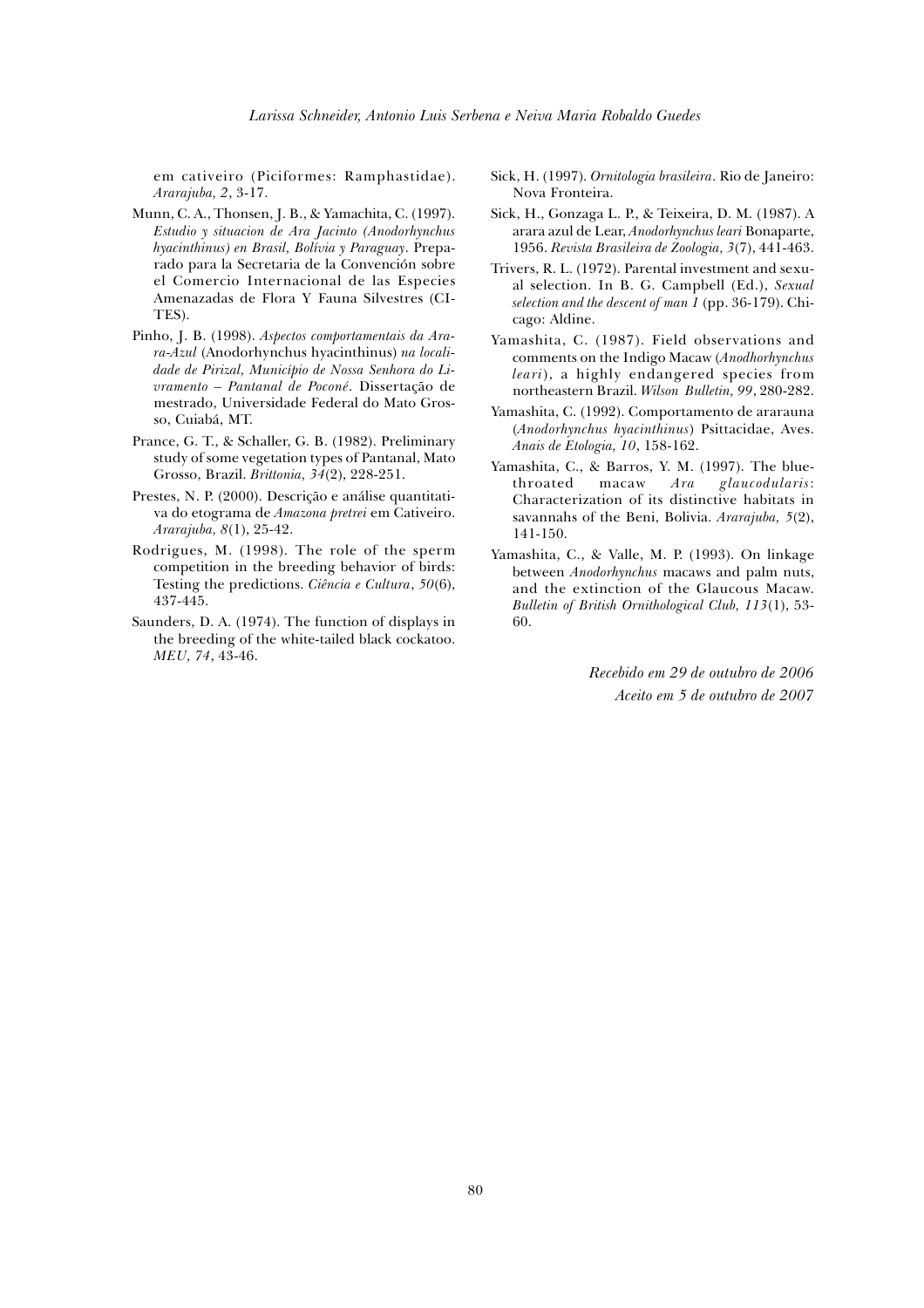em cativeiro (Piciformes: Ramphastidae). *Ararajuba, 2*, 3-17.

Munn, C. A., Thonsen, J. B., & Yamachita, C. (1997). *Estudio y situacion de Ara Jacinto (Anodorhynchus hyacinthinus) en Brasil, Bolívia y Paraguay*. Preparado para la Secretaria de la Convención sobre el Comercio Internacional de las Especies Amenazadas de Flora Y Fauna Silvestres (CITES).

Pinho, J. B. (1998). *Aspectos comportamentais da Arara-Azul* (Anodorhynchus hyacinthinus) *na localidade de Pirizal, Município de Nossa Senhora do Livramento – Pantanal de Poconé*. Dissertação de mestrado, Universidade Federal do Mato Grosso, Cuiabá, MT.

Prance, G. T., & Schaller, G. B. (1982). Preliminary study of some vegetation types of Pantanal, Mato Grosso, Brazil. *Brittonia, 34*(2), 228-251.

Prestes, N. P. (2000). Descrição e análise quantitativa do etograma de *Amazona pretrei* em Cativeiro. *Ararajuba, 8*(1), 25-42.

Rodrigues, M. (1998). The role of the sperm competition in the breeding behavior of birds: Testing the predictions. *Ciência e Cultura*, *50*(6), 437-445.

Saunders, D. A. (1974). The function of displays in the breeding of the white-tailed black cockatoo. *MEU, 74*, 43-46.

Sick, H. (1997). *Ornitologia brasileira*. Rio de Janeiro: Nova Fronteira.

Sick, H., Gonzaga L. P., & Teixeira, D. M. (1987). A arara azul de Lear, *Anodorhynchus leari* Bonaparte, 1956. *Revista Brasileira de Zoologia, 3*(7), 441-463.

Trivers, R. L. (1972). Parental investment and sexual selection. In B. G. Campbell (Ed.), *Sexual selection and the descent of man 1* (pp. 36-179). Chicago: Aldine.

Yamashita, C. (1987). Field observations and comments on the Indigo Macaw (*Anodhorhynchus leari*), a highly endangered species from northeastern Brazil. *Wilson Bulletin, 99*, 280-282.

Yamashita, C. (1992). Comportamento de ararauna (*Anodorhynchus hyacinthinus*) Psittacidae, Aves. *Anais de Etologia, 10*, 158-162.

Yamashita, C., & Barros, Y. M. (1997). The blue-throated macaw *Ara glaucodularis*: Characterization of its distinctive habitats in savannahs of the Beni, Bolivia. *Ararajuba, 5*(2), 141-150.

Yamashita, C., & Valle, M. P. (1993). On linkage between *Anodorhynchus* macaws and palm nuts, and the extinction of the Glaucous Macaw. *Bulletin of British Ornithological Club, 113*(1), 53-60.

*Recebido em 29 de outubro de 2006*
*Aceito em 5 de outubro de 2007*